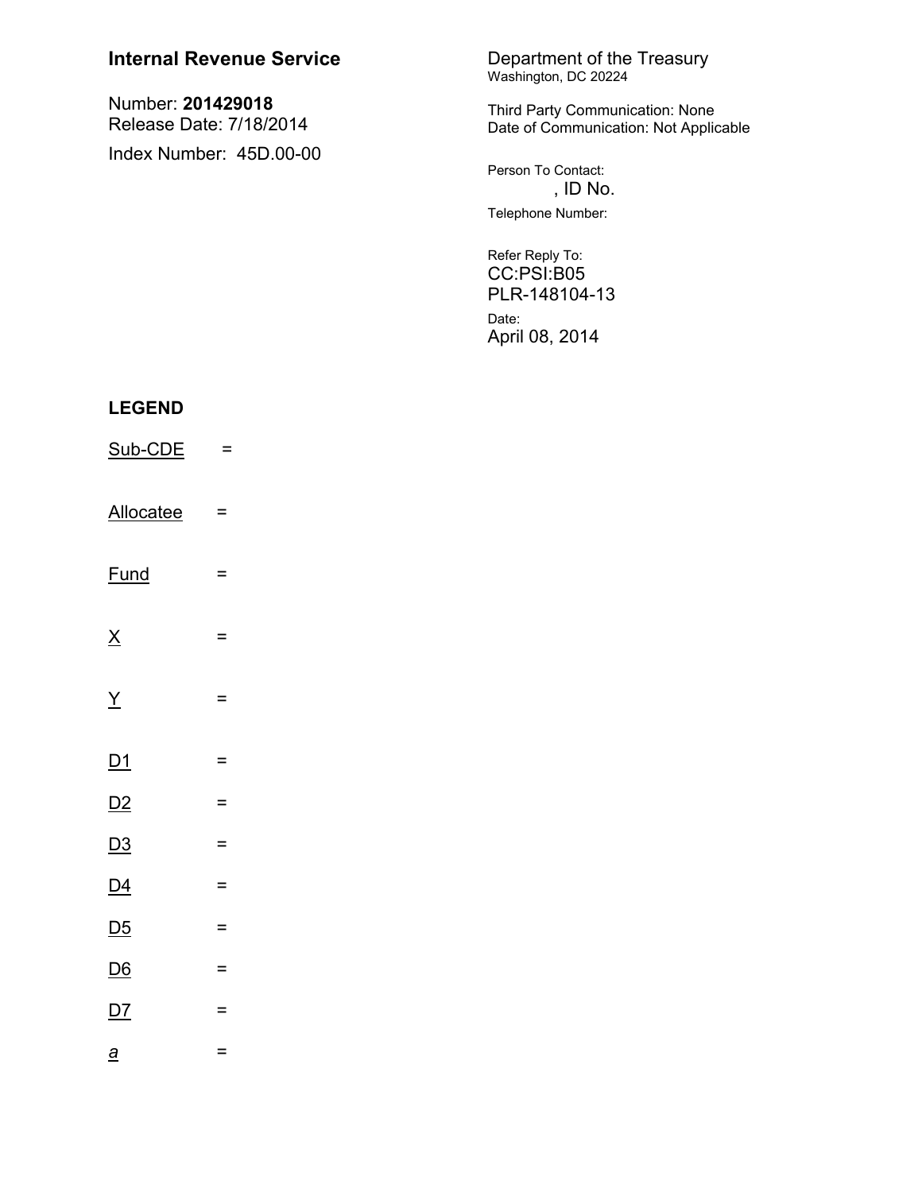**Internal Revenue Service**

Number: **201429018**
Release Date: 7/18/2014

Index Number: 45D.00-00

Department of the Treasury
Washington, DC 20224

Third Party Communication: None
Date of Communication: Not Applicable

Person To Contact:
, ID No.

Telephone Number:

Refer Reply To:
CC:PSI:B05
PLR-148104-13

Date:
April 08, 2014

**LEGEND**

Sub-CDE =

Allocatee =

Fund =

X =

Y =

D1 =

D2 =

D3 =

D4 =

D5 =

D6 =

D7 =

*a* =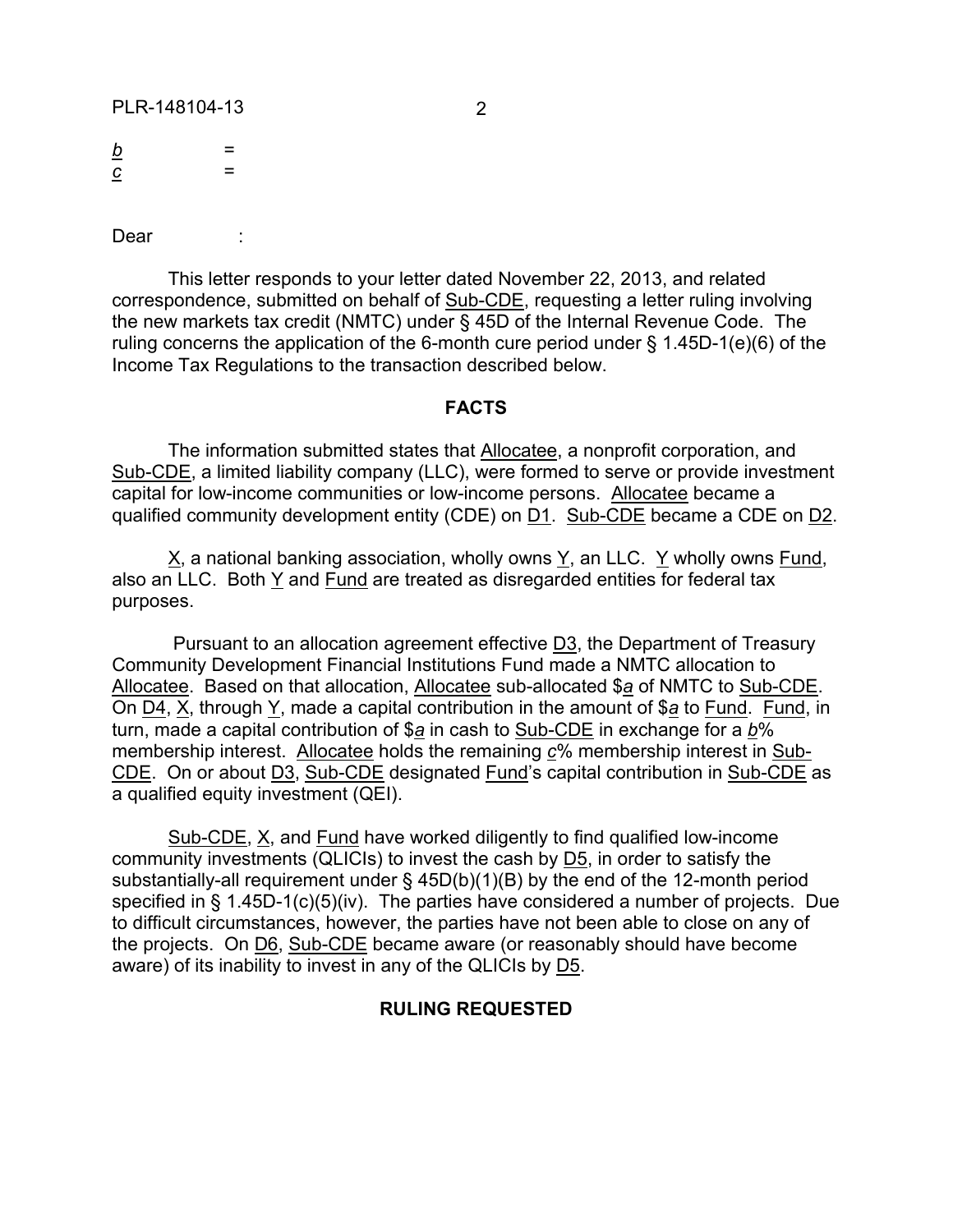b =
c =

Dear :

This letter responds to your letter dated November 22, 2013, and related correspondence, submitted on behalf of Sub-CDE, requesting a letter ruling involving the new markets tax credit (NMTC) under § 45D of the Internal Revenue Code. The ruling concerns the application of the 6-month cure period under § 1.45D-1(e)(6) of the Income Tax Regulations to the transaction described below.

## FACTS

The information submitted states that Allocatee, a nonprofit corporation, and Sub-CDE, a limited liability company (LLC), were formed to serve or provide investment capital for low-income communities or low-income persons. Allocatee became a qualified community development entity (CDE) on D1. Sub-CDE became a CDE on D2.

X, a national banking association, wholly owns Y, an LLC. Y wholly owns Fund, also an LLC. Both Y and Fund are treated as disregarded entities for federal tax purposes.

Pursuant to an allocation agreement effective D3, the Department of Treasury Community Development Financial Institutions Fund made a NMTC allocation to Allocatee. Based on that allocation, Allocatee sub-allocated $a of NMTC to Sub-CDE. On D4, X, through Y, made a capital contribution in the amount of $a to Fund. Fund, in turn, made a capital contribution of $a in cash to Sub-CDE in exchange for a b% membership interest. Allocatee holds the remaining c% membership interest in Sub-CDE. On or about D3, Sub-CDE designated Fund's capital contribution in Sub-CDE as a qualified equity investment (QEI).

Sub-CDE, X, and Fund have worked diligently to find qualified low-income community investments (QLICIs) to invest the cash by D5, in order to satisfy the substantially-all requirement under § 45D(b)(1)(B) by the end of the 12-month period specified in § 1.45D-1(c)(5)(iv). The parties have considered a number of projects. Due to difficult circumstances, however, the parties have not been able to close on any of the projects. On D6, Sub-CDE became aware (or reasonably should have become aware) of its inability to invest in any of the QLICIs by D5.

## RULING REQUESTED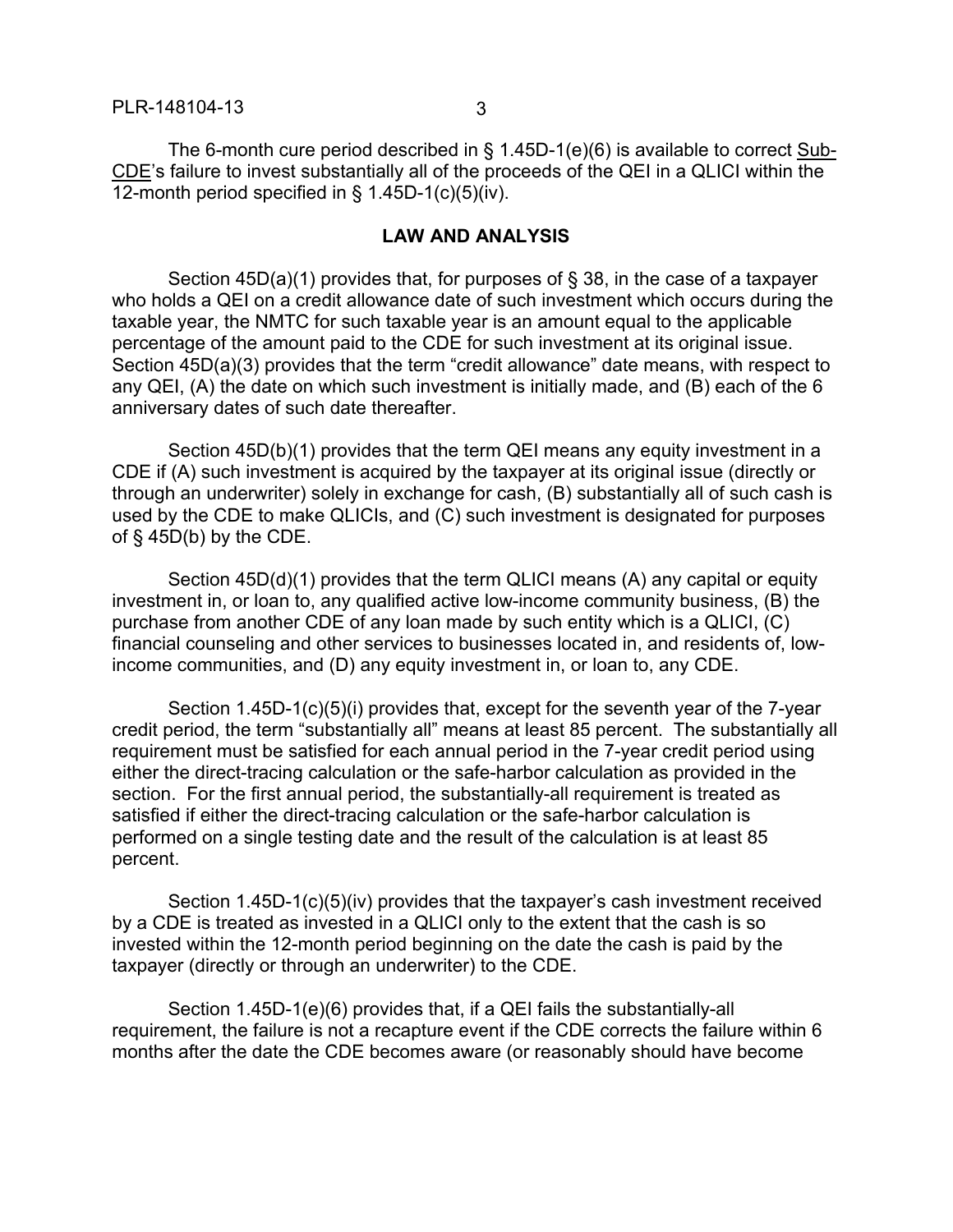The 6-month cure period described in § 1.45D-1(e)(6) is available to correct Sub-CDE's failure to invest substantially all of the proceeds of the QEI in a QLICI within the 12-month period specified in § 1.45D-1(c)(5)(iv).

## LAW AND ANALYSIS

Section 45D(a)(1) provides that, for purposes of § 38, in the case of a taxpayer who holds a QEI on a credit allowance date of such investment which occurs during the taxable year, the NMTC for such taxable year is an amount equal to the applicable percentage of the amount paid to the CDE for such investment at its original issue. Section 45D(a)(3) provides that the term "credit allowance" date means, with respect to any QEI, (A) the date on which such investment is initially made, and (B) each of the 6 anniversary dates of such date thereafter.

Section 45D(b)(1) provides that the term QEI means any equity investment in a CDE if (A) such investment is acquired by the taxpayer at its original issue (directly or through an underwriter) solely in exchange for cash, (B) substantially all of such cash is used by the CDE to make QLICIs, and (C) such investment is designated for purposes of § 45D(b) by the CDE.

Section 45D(d)(1) provides that the term QLICI means (A) any capital or equity investment in, or loan to, any qualified active low-income community business, (B) the purchase from another CDE of any loan made by such entity which is a QLICI, (C) financial counseling and other services to businesses located in, and residents of, low-income communities, and (D) any equity investment in, or loan to, any CDE.

Section 1.45D-1(c)(5)(i) provides that, except for the seventh year of the 7-year credit period, the term "substantially all" means at least 85 percent. The substantially all requirement must be satisfied for each annual period in the 7-year credit period using either the direct-tracing calculation or the safe-harbor calculation as provided in the section. For the first annual period, the substantially-all requirement is treated as satisfied if either the direct-tracing calculation or the safe-harbor calculation is performed on a single testing date and the result of the calculation is at least 85 percent.

Section 1.45D-1(c)(5)(iv) provides that the taxpayer's cash investment received by a CDE is treated as invested in a QLICI only to the extent that the cash is so invested within the 12-month period beginning on the date the cash is paid by the taxpayer (directly or through an underwriter) to the CDE.

Section 1.45D-1(e)(6) provides that, if a QEI fails the substantially-all requirement, the failure is not a recapture event if the CDE corrects the failure within 6 months after the date the CDE becomes aware (or reasonably should have become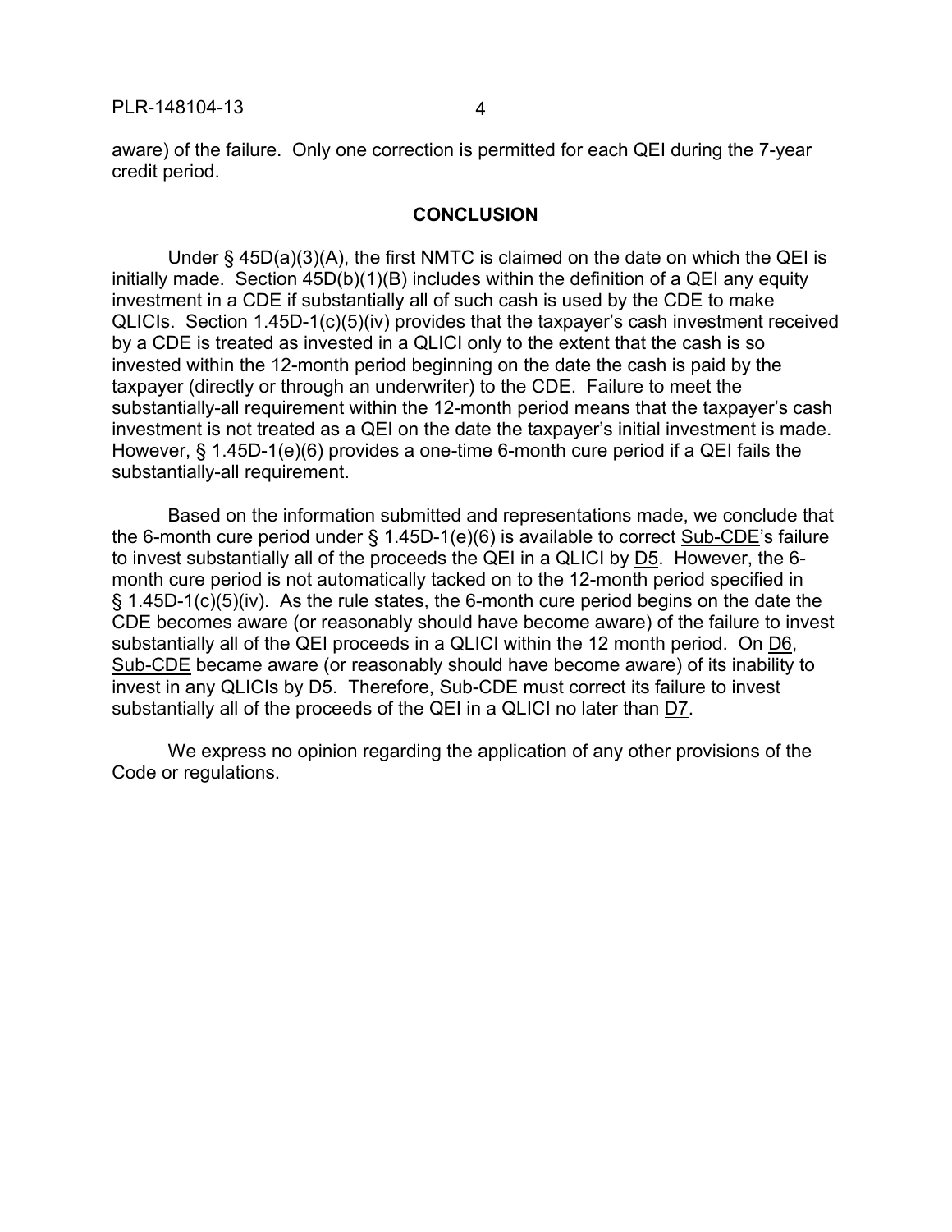aware) of the failure. Only one correction is permitted for each QEI during the 7-year credit period.

## CONCLUSION

Under § 45D(a)(3)(A), the first NMTC is claimed on the date on which the QEI is initially made. Section 45D(b)(1)(B) includes within the definition of a QEI any equity investment in a CDE if substantially all of such cash is used by the CDE to make QLICIs. Section 1.45D-1(c)(5)(iv) provides that the taxpayer's cash investment received by a CDE is treated as invested in a QLICI only to the extent that the cash is so invested within the 12-month period beginning on the date the cash is paid by the taxpayer (directly or through an underwriter) to the CDE. Failure to meet the substantially-all requirement within the 12-month period means that the taxpayer's cash investment is not treated as a QEI on the date the taxpayer's initial investment is made. However, § 1.45D-1(e)(6) provides a one-time 6-month cure period if a QEI fails the substantially-all requirement.

Based on the information submitted and representations made, we conclude that the 6-month cure period under § 1.45D-1(e)(6) is available to correct Sub-CDE's failure to invest substantially all of the proceeds the QEI in a QLICI by D5. However, the 6-month cure period is not automatically tacked on to the 12-month period specified in § 1.45D-1(c)(5)(iv). As the rule states, the 6-month cure period begins on the date the CDE becomes aware (or reasonably should have become aware) of the failure to invest substantially all of the QEI proceeds in a QLICI within the 12 month period. On D6, Sub-CDE became aware (or reasonably should have become aware) of its inability to invest in any QLICIs by D5. Therefore, Sub-CDE must correct its failure to invest substantially all of the proceeds of the QEI in a QLICI no later than D7.

We express no opinion regarding the application of any other provisions of the Code or regulations.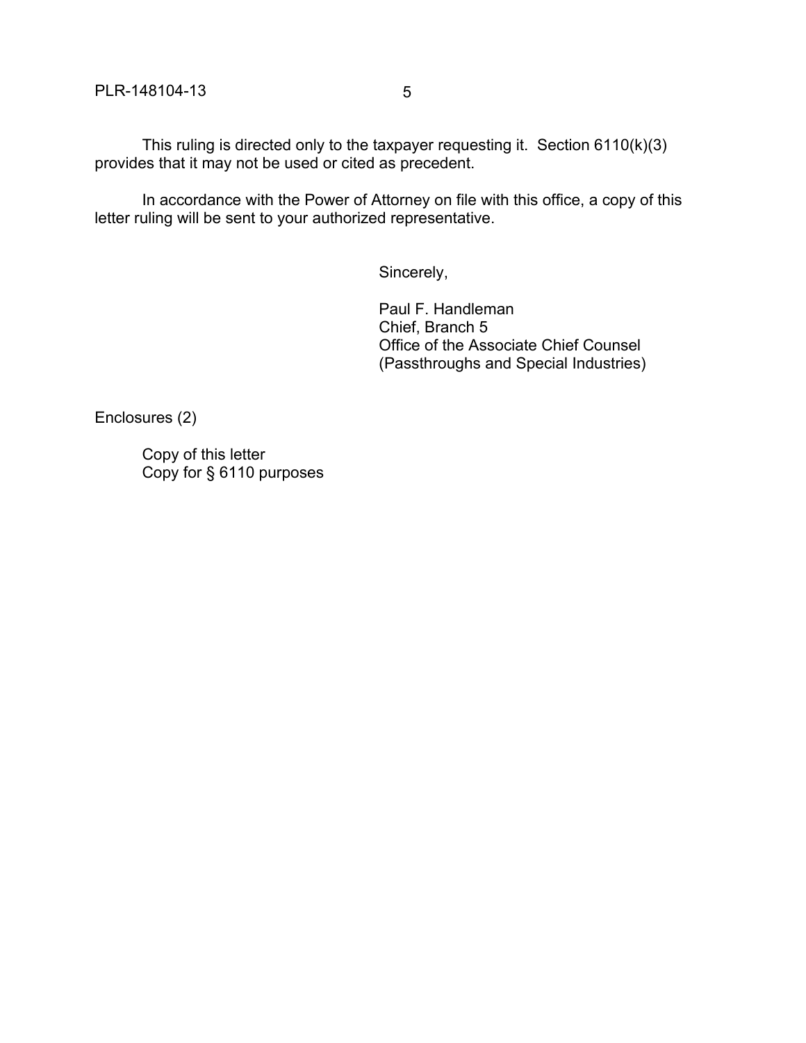This ruling is directed only to the taxpayer requesting it. Section 6110(k)(3) provides that it may not be used or cited as precedent.

In accordance with the Power of Attorney on file with this office, a copy of this letter ruling will be sent to your authorized representative.

Sincerely,

Paul F. Handleman
Chief, Branch 5
Office of the Associate Chief Counsel
(Passthroughs and Special Industries)

Enclosures (2)

Copy of this letter
Copy for § 6110 purposes